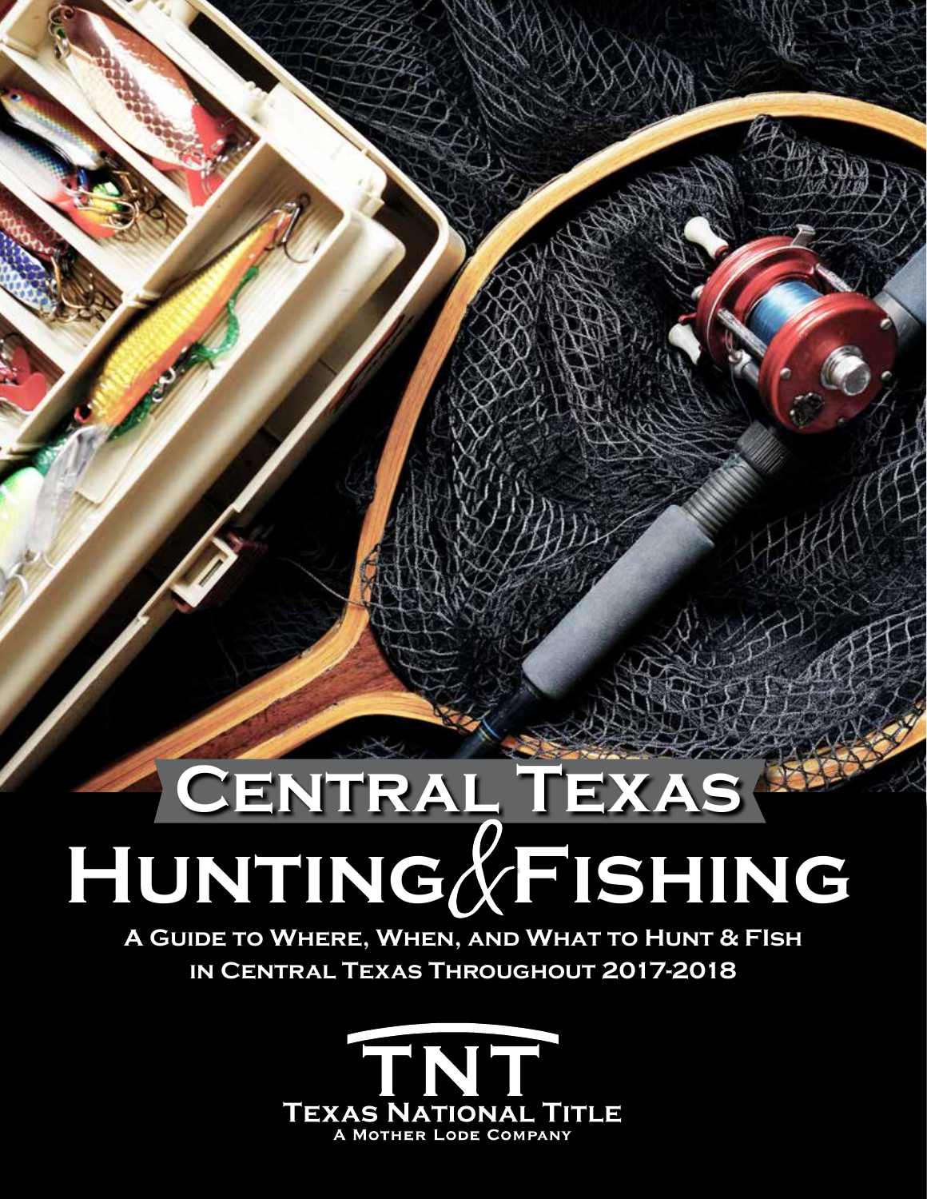# Central Texas Hunting & Fishing

**A Guide to Where, When, and What to Hunt & Fish in Central Texas Throughout 2017-2018**

TNT
Texas National Title
A Mother Lode Company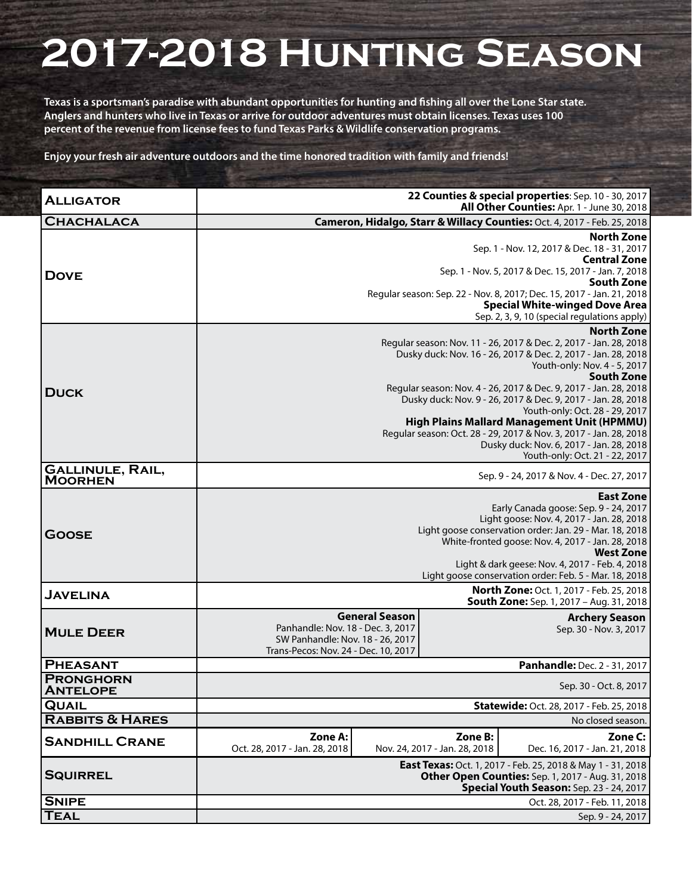# 2017-2018 Hunting Season

**Texas is a sportsman's paradise with abundant opportunities for hunting and fishing all over the Lone Star state. Anglers and hunters who live in Texas or arrive for outdoor adventures must obtain licenses. Texas uses 100 percent of the revenue from license fees to fund Texas Parks & Wildlife conservation programs.**

**Enjoy your fresh air adventure outdoors and the time honored tradition with family and friends!**

| Species | Season |
|---|---|
| **Alligator** | **22 Counties & special properties**: Sep. 10 - 30, 2017<br>**All Other Counties:** Apr. 1 - June 30, 2018 |
| **Chachalaca** | **Cameron, Hidalgo, Starr & Willacy Counties:** Oct. 4, 2017 - Feb. 25, 2018 |
| **Dove** | **North Zone**<br>Sep. 1 - Nov. 12, 2017 & Dec. 18 - 31, 2017<br>**Central Zone**<br>Sep. 1 - Nov. 5, 2017 & Dec. 15, 2017 - Jan. 7, 2018<br>**South Zone**<br>Regular season: Sep. 22 - Nov. 8, 2017; Dec. 15, 2017 - Jan. 21, 2018<br>**Special White-winged Dove Area**<br>Sep. 2, 3, 9, 10 (special regulations apply) |
| **Duck** | **North Zone**<br>Regular season: Nov. 11 - 26, 2017 & Dec. 2, 2017 - Jan. 28, 2018<br>Dusky duck: Nov. 16 - 26, 2017 & Dec. 2, 2017 - Jan. 28, 2018<br>Youth-only: Nov. 4 - 5, 2017<br>**South Zone**<br>Regular season: Nov. 4 - 26, 2017 & Dec. 9, 2017 - Jan. 28, 2018<br>Dusky duck: Nov. 9 - 26, 2017 & Dec. 9, 2017 - Jan. 28, 2018<br>Youth-only: Oct. 28 - 29, 2017<br>**High Plains Mallard Management Unit (HPMMU)**<br>Regular season: Oct. 28 - 29, 2017 & Nov. 3, 2017 - Jan. 28, 2018<br>Dusky duck: Nov. 6, 2017 - Jan. 28, 2018<br>Youth-only: Oct. 21 - 22, 2017 |
| **Gallinule, Rail, Moorhen** | Sep. 9 - 24, 2017 & Nov. 4 - Dec. 27, 2017 |
| **Goose** | **East Zone**<br>Early Canada goose: Sep. 9 - 24, 2017<br>Light goose: Nov. 4, 2017 - Jan. 28, 2018<br>Light goose conservation order: Jan. 29 - Mar. 18, 2018<br>White-fronted goose: Nov. 4, 2017 - Jan. 28, 2018<br>**West Zone**<br>Light & dark geese: Nov. 4, 2017 - Feb. 4, 2018<br>Light goose conservation order: Feb. 5 - Mar. 18, 2018 |
| **Javelina** | **North Zone:** Oct. 1, 2017 - Feb. 25, 2018<br>**South Zone:** Sep. 1, 2017 – Aug. 31, 2018 |
| **Mule Deer** | **General Season**<br>Panhandle: Nov. 18 - Dec. 3, 2017<br>SW Panhandle: Nov. 18 - 26, 2017<br>Trans-Pecos: Nov. 24 - Dec. 10, 2017<br>**Archery Season**<br>Sep. 30 - Nov. 3, 2017 |
| **Pheasant** | **Panhandle:** Dec. 2 - 31, 2017 |
| **Pronghorn Antelope** | Sep. 30 - Oct. 8, 2017 |
| **Quail** | **Statewide:** Oct. 28, 2017 - Feb. 25, 2018 |
| **Rabbits & Hares** | No closed season. |
| **Sandhill Crane** | **Zone A:** Oct. 28, 2017 - Jan. 28, 2018<br>**Zone B:** Nov. 24, 2017 - Jan. 28, 2018<br>**Zone C:** Dec. 16, 2017 - Jan. 21, 2018 |
| **Squirrel** | **East Texas:** Oct. 1, 2017 - Feb. 25, 2018 & May 1 - 31, 2018<br>**Other Open Counties:** Sep. 1, 2017 - Aug. 31, 2018<br>**Special Youth Season:** Sep. 23 - 24, 2017 |
| **Snipe** | Oct. 28, 2017 - Feb. 11, 2018 |
| **Teal** | Sep. 9 - 24, 2017 |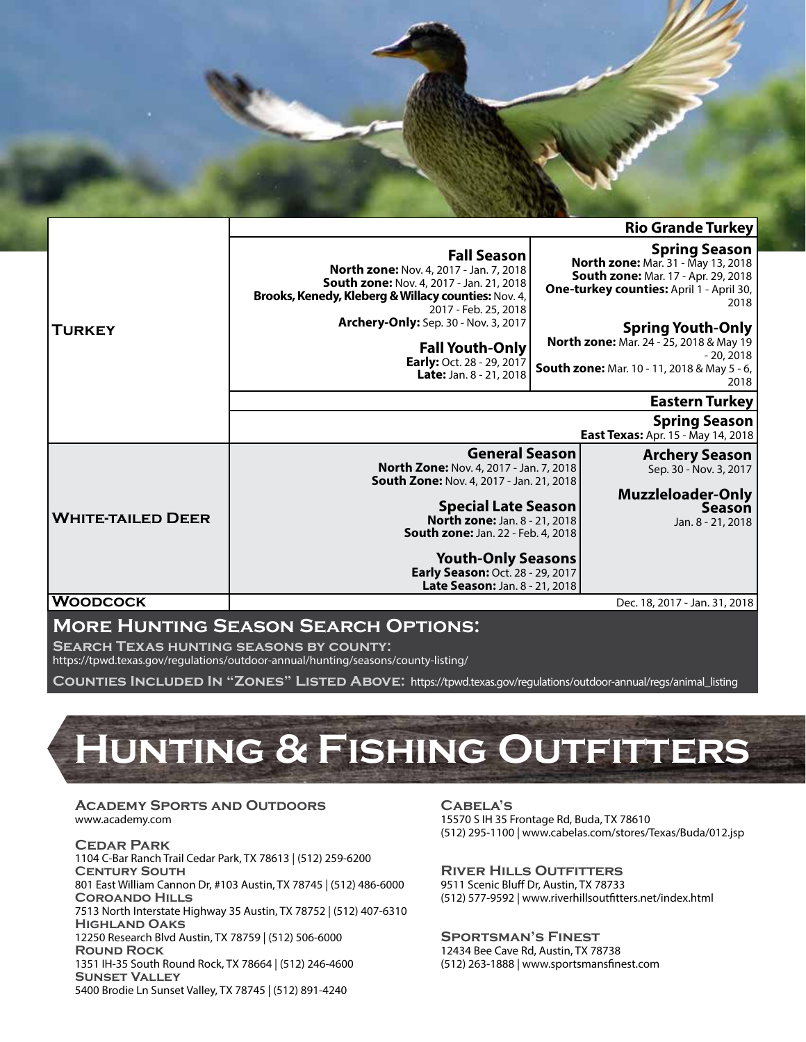| | | |
|---|---|---|
| **Turkey** | **Rio Grande Turkey** | |
| | **Fall Season**<br>**North zone:** Nov. 4, 2017 - Jan. 7, 2018<br>**South zone:** Nov. 4, 2017 - Jan. 21, 2018<br>**Brooks, Kenedy, Kleberg & Willacy counties:** Nov. 4, 2017 - Feb. 25, 2018<br>**Archery-Only:** Sep. 30 - Nov. 3, 2017<br><br>**Fall Youth-Only**<br>**Early:** Oct. 28 - 29, 2017<br>**Late:** Jan. 8 - 21, 2018 | **Spring Season**<br>**North zone:** Mar. 31 - May 13, 2018<br>**South zone:** Mar. 17 - Apr. 29, 2018<br>**One-turkey counties:** April 1 - April 30, 2018<br><br>**Spring Youth-Only**<br>**North zone:** Mar. 24 - 25, 2018 & May 19 - 20, 2018<br>**South zone:** Mar. 10 - 11, 2018 & May 5 - 6, 2018 |
| | **Eastern Turkey** | |
| | **Spring Season**<br>**East Texas:** Apr. 15 - May 14, 2018 | |
| **White-tailed Deer** | **General Season**<br>**North Zone:** Nov. 4, 2017 - Jan. 7, 2018<br>**South Zone:** Nov. 4, 2017 - Jan. 21, 2018<br><br>**Special Late Season**<br>**North zone:** Jan. 8 - 21, 2018<br>**South zone:** Jan. 22 - Feb. 4, 2018<br><br>**Youth-Only Seasons**<br>**Early Season:** Oct. 28 - 29, 2017<br>**Late Season:** Jan. 8 - 21, 2018 | **Archery Season**<br>Sep. 30 - Nov. 3, 2017<br><br>**Muzzleloader-Only Season**<br>Jan. 8 - 21, 2018 |
| **Woodcock** | Dec. 18, 2017 - Jan. 31, 2018 | |

## More Hunting Season Search Options:

**Search Texas hunting seasons by county:**
https://tpwd.texas.gov/regulations/outdoor-annual/hunting/seasons/county-listing/

**Counties Included In "Zones" Listed Above:** https://tpwd.texas.gov/regulations/outdoor-annual/regs/animal_listing

# Hunting & Fishing Outfitters

### Academy Sports and Outdoors
www.academy.com

**Cedar Park**
1104 C-Bar Ranch Trail Cedar Park, TX 78613 | (512) 259-6200

**Century South**
801 East William Cannon Dr, #103 Austin, TX 78745 | (512) 486-6000

**Coroando Hills**
7513 North Interstate Highway 35 Austin, TX 78752 | (512) 407-6310

**Highland Oaks**
12250 Research Blvd Austin, TX 78759 | (512) 506-6000

**Round Rock**
1351 IH-35 South Round Rock, TX 78664 | (512) 246-4600

**Sunset Valley**
5400 Brodie Ln Sunset Valley, TX 78745 | (512) 891-4240

### Cabela's
15570 S IH 35 Frontage Rd, Buda, TX 78610
(512) 295-1100 | www.cabelas.com/stores/Texas/Buda/012.jsp

### River Hills Outfitters
9511 Scenic Bluff Dr, Austin, TX 78733
(512) 577-9592 | www.riverhillsoutfitters.net/index.html

### Sportsman's Finest
12434 Bee Cave Rd, Austin, TX 78738
(512) 263-1888 | www.sportsmansfinest.com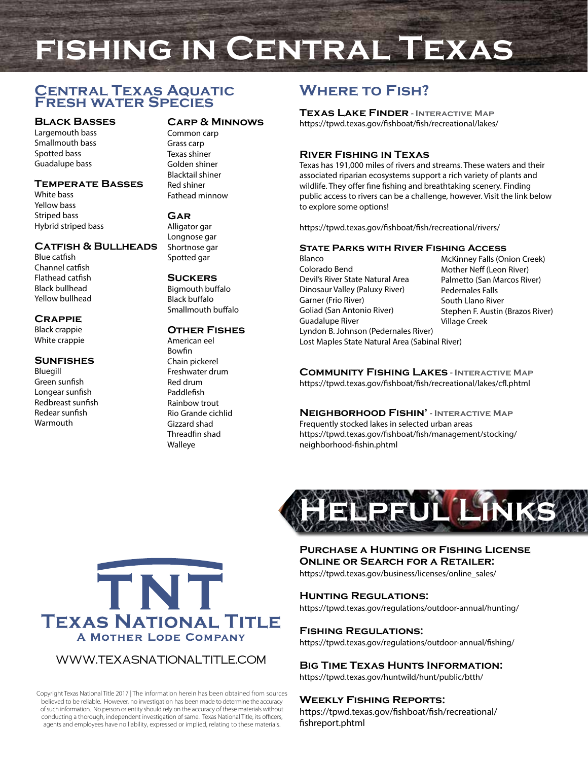# Fishing in Central Texas

## Central Texas Aquatic Fresh water Species

### Black Basses

Largemouth bass
Smallmouth bass
Spotted bass
Guadalupe bass

### Temperate Basses

White bass
Yellow bass
Striped bass
Hybrid striped bass

### Catfish & Bullheads

Blue catfish
Channel catfish
Flathead catfish
Black bullhead
Yellow bullhead

### Crappie

Black crappie
White crappie

### Sunfishes

Bluegill
Green sunfish
Longear sunfish
Redbreast sunfish
Redear sunfish
Warmouth

### Carp & Minnows

Common carp
Grass carp
Texas shiner
Golden shiner
Blacktail shiner
Red shiner
Fathead minnow

### Gar

Alligator gar
Longnose gar
Shortnose gar
Spotted gar

### Suckers

Bigmouth buffalo
Black buffalo
Smallmouth buffalo

### Other Fishes

American eel
Bowfin
Chain pickerel
Freshwater drum
Red drum
Paddlefish
Rainbow trout
Rio Grande cichlid
Gizzard shad
Threadfin shad
Walleye

## Where to Fish?

### Texas Lake Finder - Interactive Map

https://tpwd.texas.gov/fishboat/fish/recreational/lakes/

### River Fishing in Texas

Texas has 191,000 miles of rivers and streams. These waters and their associated riparian ecosystems support a rich variety of plants and wildlife. They offer fine fishing and breathtaking scenery. Finding public access to rivers can be a challenge, however. Visit the link below to explore some options!

https://tpwd.texas.gov/fishboat/fish/recreational/rivers/

### State Parks with River Fishing Access

Blanco
Colorado Bend
Devil's River State Natural Area
Dinosaur Valley (Paluxy River)
Garner (Frio River)
Goliad (San Antonio River)
Guadalupe River
Lyndon B. Johnson (Pedernales River)
Lost Maples State Natural Area (Sabinal River)
McKinney Falls (Onion Creek)
Mother Neff (Leon River)
Palmetto (San Marcos River)
Pedernales Falls
South Llano River
Stephen F. Austin (Brazos River)
Village Creek

### Community Fishing Lakes - Interactive Map

https://tpwd.texas.gov/fishboat/fish/recreational/lakes/cfl.phtml

### Neighborhood Fishin' - Interactive Map

Frequently stocked lakes in selected urban areas
https://tpwd.texas.gov/fishboat/fish/management/stocking/neighborhood-fishin.phtml

## Helpful Links

### Purchase a Hunting or Fishing License Online or Search for a Retailer:

https://tpwd.texas.gov/business/licenses/online_sales/

### Hunting Regulations:

https://tpwd.texas.gov/regulations/outdoor-annual/hunting/

### Fishing Regulations:

https://tpwd.texas.gov/regulations/outdoor-annual/fishing/

### Big Time Texas Hunts Information:

https://tpwd.texas.gov/huntwild/hunt/public/btth/

### Weekly Fishing Reports:

https://tpwd.texas.gov/fishboat/fish/recreational/fishreport.phtml

TNT
Texas National Title
A Mother Lode Company

WWW.TEXASNATIONALTITLE.COM

Copyright Texas National Title 2017 | The information herein has been obtained from sources believed to be reliable. However, no investigation has been made to determine the accuracy of such information. No person or entity should rely on the accuracy of these materials without conducting a thorough, independent investigation of same. Texas National Title, its officers, agents and employees have no liability, expressed or implied, relating to these materials.